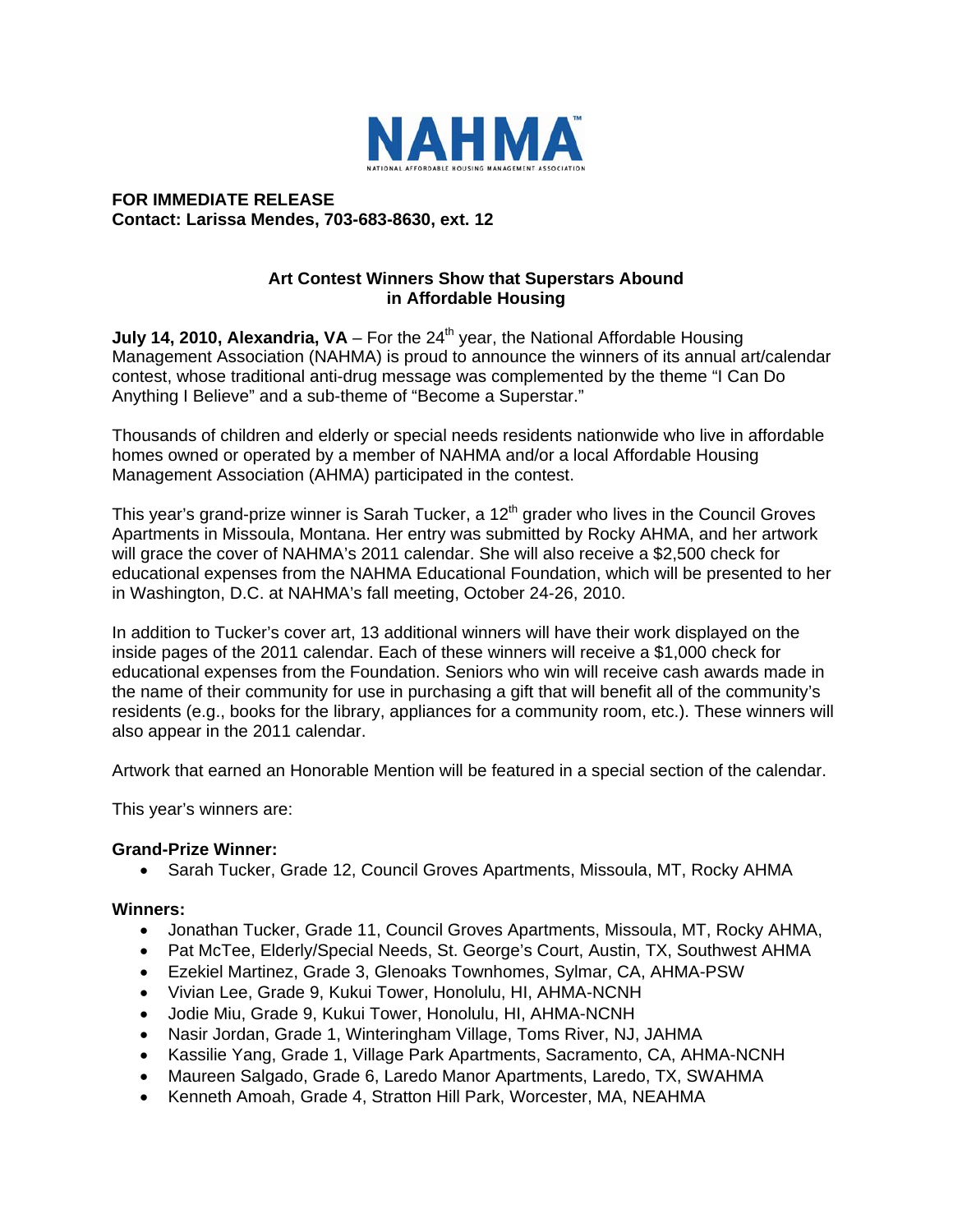# NAHMA

NATIONAL AFFORDABLE HOUSING MANAGEMENT ASSOCIATION

**FOR IMMEDIATE RELEASE**
**Contact: Larissa Mendes, 703-683-8630, ext. 12**

## Art Contest Winners Show that Superstars Abound in Affordable Housing

**July 14, 2010, Alexandria, VA** – For the 24th year, the National Affordable Housing Management Association (NAHMA) is proud to announce the winners of its annual art/calendar contest, whose traditional anti-drug message was complemented by the theme "I Can Do Anything I Believe" and a sub-theme of "Become a Superstar."

Thousands of children and elderly or special needs residents nationwide who live in affordable homes owned or operated by a member of NAHMA and/or a local Affordable Housing Management Association (AHMA) participated in the contest.

This year's grand-prize winner is Sarah Tucker, a 12th grader who lives in the Council Groves Apartments in Missoula, Montana. Her entry was submitted by Rocky AHMA, and her artwork will grace the cover of NAHMA's 2011 calendar. She will also receive a $2,500 check for educational expenses from the NAHMA Educational Foundation, which will be presented to her in Washington, D.C. at NAHMA's fall meeting, October 24-26, 2010.

In addition to Tucker's cover art, 13 additional winners will have their work displayed on the inside pages of the 2011 calendar. Each of these winners will receive a $1,000 check for educational expenses from the Foundation. Seniors who win will receive cash awards made in the name of their community for use in purchasing a gift that will benefit all of the community's residents (e.g., books for the library, appliances for a community room, etc.). These winners will also appear in the 2011 calendar.

Artwork that earned an Honorable Mention will be featured in a special section of the calendar.

This year's winners are:

**Grand-Prize Winner:**

- Sarah Tucker, Grade 12, Council Groves Apartments, Missoula, MT, Rocky AHMA

**Winners:**

- Jonathan Tucker, Grade 11, Council Groves Apartments, Missoula, MT, Rocky AHMA,
- Pat McTee, Elderly/Special Needs, St. George's Court, Austin, TX, Southwest AHMA
- Ezekiel Martinez, Grade 3, Glenoaks Townhomes, Sylmar, CA, AHMA-PSW
- Vivian Lee, Grade 9, Kukui Tower, Honolulu, HI, AHMA-NCNH
- Jodie Miu, Grade 9, Kukui Tower, Honolulu, HI, AHMA-NCNH
- Nasir Jordan, Grade 1, Winteringham Village, Toms River, NJ, JAHMA
- Kassilie Yang, Grade 1, Village Park Apartments, Sacramento, CA, AHMA-NCNH
- Maureen Salgado, Grade 6, Laredo Manor Apartments, Laredo, TX, SWAHMA
- Kenneth Amoah, Grade 4, Stratton Hill Park, Worcester, MA, NEAHMA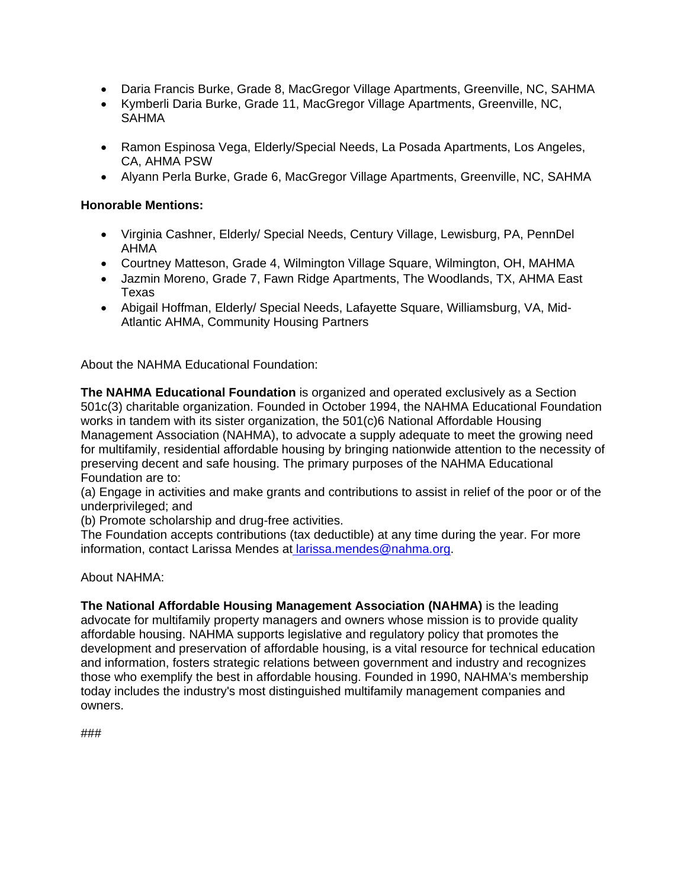- Daria Francis Burke, Grade 8, MacGregor Village Apartments, Greenville, NC, SAHMA
- Kymberli Daria Burke, Grade 11, MacGregor Village Apartments, Greenville, NC, SAHMA

- Ramon Espinosa Vega, Elderly/Special Needs, La Posada Apartments, Los Angeles, CA, AHMA PSW
- Alyann Perla Burke, Grade 6, MacGregor Village Apartments, Greenville, NC, SAHMA

**Honorable Mentions:**

- Virginia Cashner, Elderly/ Special Needs, Century Village, Lewisburg, PA, PennDel AHMA
- Courtney Matteson, Grade 4, Wilmington Village Square, Wilmington, OH, MAHMA
- Jazmin Moreno, Grade 7, Fawn Ridge Apartments, The Woodlands, TX, AHMA East Texas
- Abigail Hoffman, Elderly/ Special Needs, Lafayette Square, Williamsburg, VA, Mid-Atlantic AHMA, Community Housing Partners

About the NAHMA Educational Foundation:

**The NAHMA Educational Foundation** is organized and operated exclusively as a Section 501c(3) charitable organization. Founded in October 1994, the NAHMA Educational Foundation works in tandem with its sister organization, the 501(c)6 National Affordable Housing Management Association (NAHMA), to advocate a supply adequate to meet the growing need for multifamily, residential affordable housing by bringing nationwide attention to the necessity of preserving decent and safe housing. The primary purposes of the NAHMA Educational Foundation are to:
(a) Engage in activities and make grants and contributions to assist in relief of the poor or of the underprivileged; and
(b) Promote scholarship and drug-free activities.
The Foundation accepts contributions (tax deductible) at any time during the year. For more information, contact Larissa Mendes at larissa.mendes@nahma.org.

About NAHMA:

**The National Affordable Housing Management Association (NAHMA)** is the leading advocate for multifamily property managers and owners whose mission is to provide quality affordable housing. NAHMA supports legislative and regulatory policy that promotes the development and preservation of affordable housing, is a vital resource for technical education and information, fosters strategic relations between government and industry and recognizes those who exemplify the best in affordable housing. Founded in 1990, NAHMA's membership today includes the industry's most distinguished multifamily management companies and owners.

###